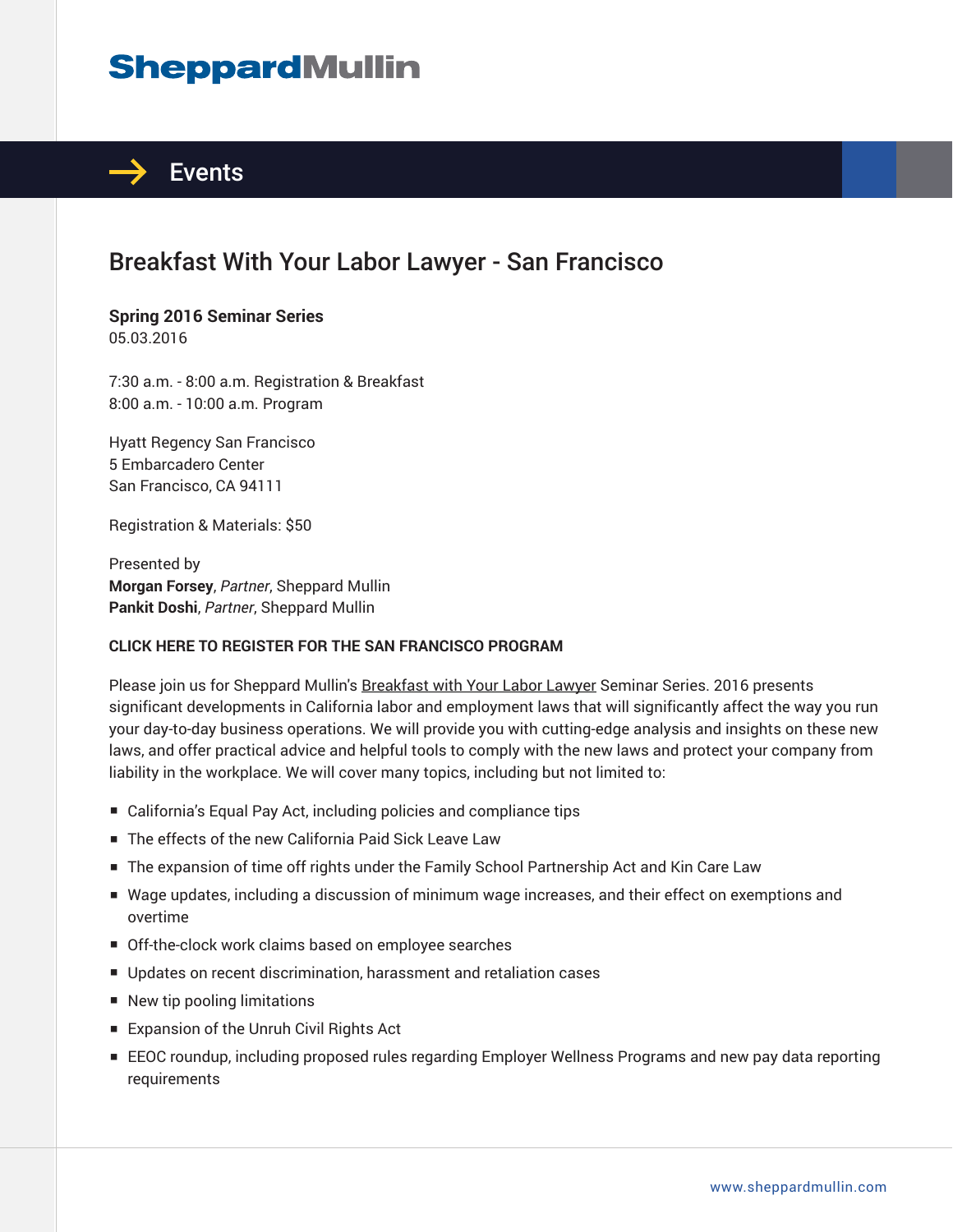# SheppardMullin

## Events

# Breakfast With Your Labor Lawyer - San Francisco

**Spring 2016 Seminar Series**
05.03.2016

7:30 a.m. - 8:00 a.m. Registration & Breakfast
8:00 a.m. - 10:00 a.m. Program

Hyatt Regency San Francisco
5 Embarcadero Center
San Francisco, CA 94111

Registration & Materials: $50

Presented by
**Morgan Forsey**, *Partner*, Sheppard Mullin
**Pankit Doshi**, *Partner*, Sheppard Mullin

**CLICK HERE TO REGISTER FOR THE SAN FRANCISCO PROGRAM**

Please join us for Sheppard Mullin's Breakfast with Your Labor Lawyer Seminar Series. 2016 presents significant developments in California labor and employment laws that will significantly affect the way you run your day-to-day business operations. We will provide you with cutting-edge analysis and insights on these new laws, and offer practical advice and helpful tools to comply with the new laws and protect your company from liability in the workplace. We will cover many topics, including but not limited to:

- California's Equal Pay Act, including policies and compliance tips
- The effects of the new California Paid Sick Leave Law
- The expansion of time off rights under the Family School Partnership Act and Kin Care Law
- Wage updates, including a discussion of minimum wage increases, and their effect on exemptions and overtime
- Off-the-clock work claims based on employee searches
- Updates on recent discrimination, harassment and retaliation cases
- New tip pooling limitations
- Expansion of the Unruh Civil Rights Act
- EEOC roundup, including proposed rules regarding Employer Wellness Programs and new pay data reporting requirements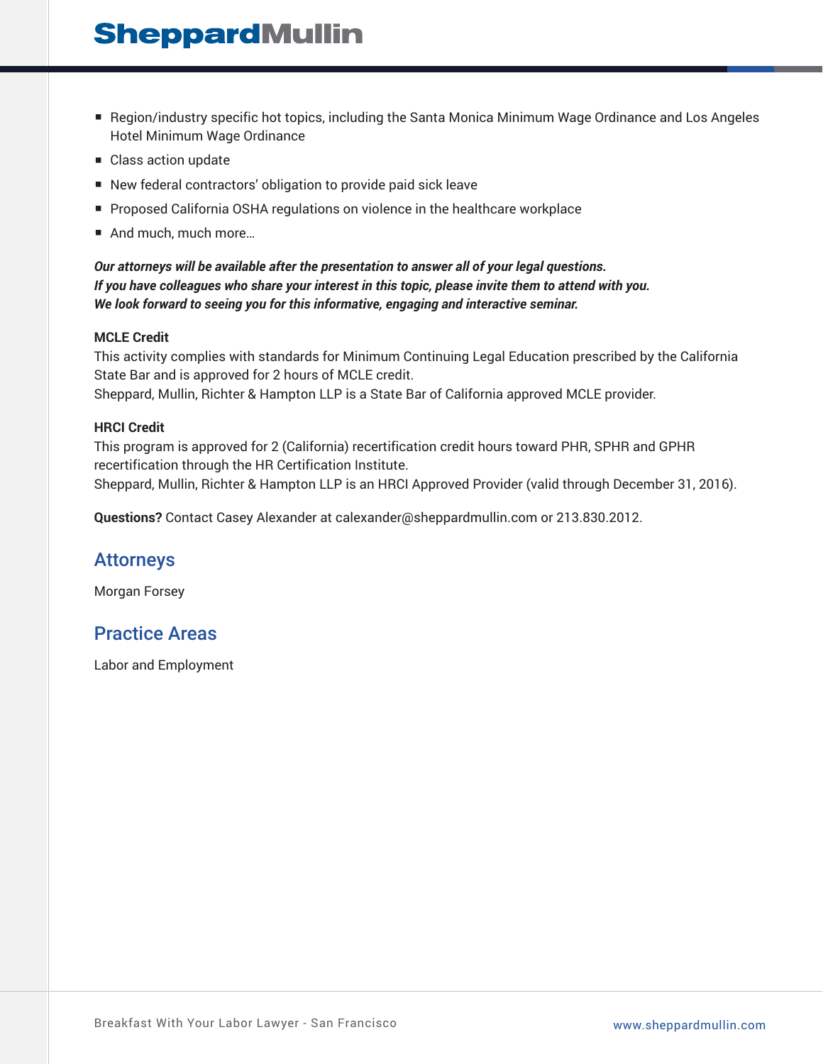- Region/industry specific hot topics, including the Santa Monica Minimum Wage Ordinance and Los Angeles Hotel Minimum Wage Ordinance
- Class action update
- New federal contractors' obligation to provide paid sick leave
- Proposed California OSHA regulations on violence in the healthcare workplace
- And much, much more...

***Our attorneys will be available after the presentation to answer all of your legal questions.***
***If you have colleagues who share your interest in this topic, please invite them to attend with you.***
***We look forward to seeing you for this informative, engaging and interactive seminar.***

**MCLE Credit**
This activity complies with standards for Minimum Continuing Legal Education prescribed by the California State Bar and is approved for 2 hours of MCLE credit.
Sheppard, Mullin, Richter & Hampton LLP is a State Bar of California approved MCLE provider.

**HRCI Credit**
This program is approved for 2 (California) recertification credit hours toward PHR, SPHR and GPHR recertification through the HR Certification Institute.
Sheppard, Mullin, Richter & Hampton LLP is an HRCI Approved Provider (valid through December 31, 2016).

**Questions?** Contact Casey Alexander at calexander@sheppardmullin.com or 213.830.2012.

## Attorneys

Morgan Forsey

## Practice Areas

Labor and Employment